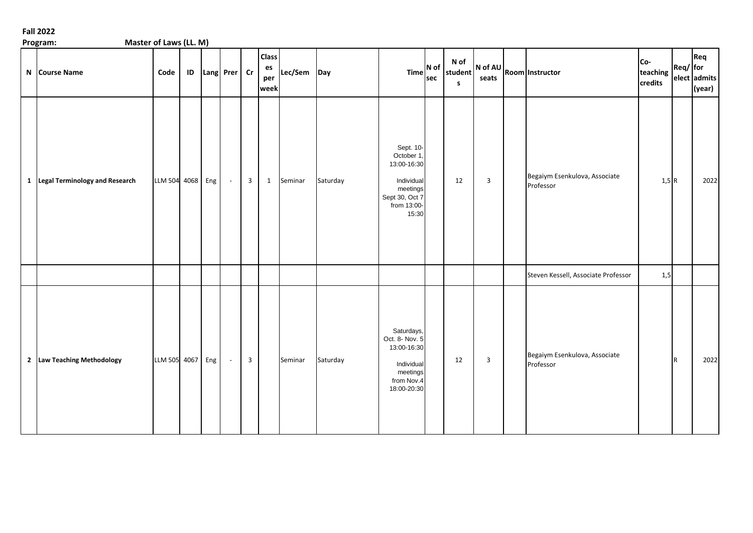**Fall 2022**

**Program:** **Master of Laws (LL. M)**

| N | Course Name | Code | ID | Lang | Prer | Cr | Classes per week | Lec/Sem | Day | Time | N of sec | N of students | N of AU seats | Room | Instructor | Co-teaching credits | Req/elect | Req for admits (year) |
|---|---|---|---|---|---|---|---|---|---|---|---|---|---|---|---|---|---|---|
| 1 | **Legal Terminology and Research** | LLM 504 | 4068 | Eng | - | 3 | 1 | Seminar | Saturday | Sept. 10- October 1, 13:00-16:30 Individual meetings Sept 30, Oct 7 from 13:00-15:30 | | 12 | 3 | | Begaiym Esenkulova, Associate Professor | 1,5 | R | 2022 |
| | | | | | | | | | | | | | | | Steven Kessell, Associate Professor | 1,5 | | |
| 2 | **Law Teaching Methodology** | LLM 505 | 4067 | Eng | - | 3 | | Seminar | Saturday | Saturdays, Oct. 8- Nov. 5 13:00-16:30 Individual meetings from Nov.4 18:00-20:30 | | 12 | 3 | | Begaiym Esenkulova, Associate Professor | | R | 2022 |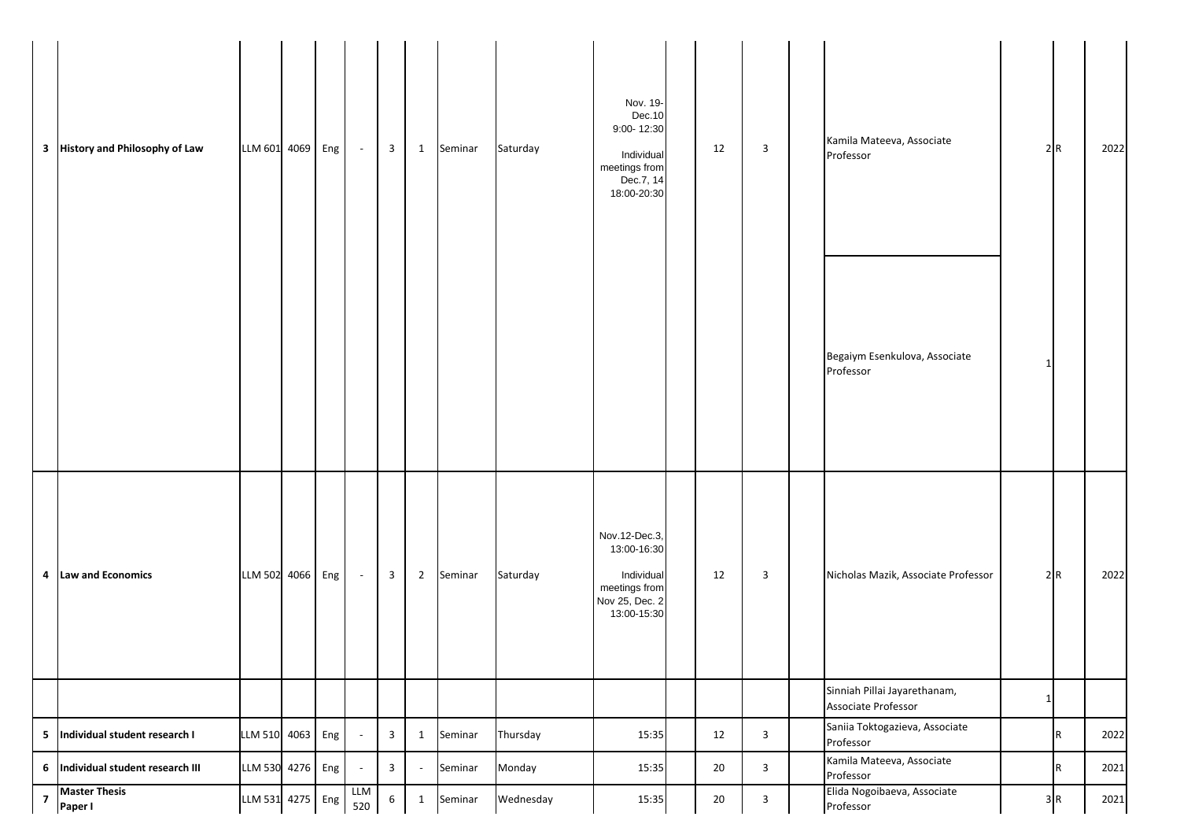| | | | | | | | | | | | | | | | | | | |
|---|---|---|---|---|---|---|---|---|---|---|---|---|---|---|---|---|---|---|
| 3 | **History and Philosophy of Law** | LLM 601 | 4069 | Eng | - | 3 | 1 | Seminar | Saturday | Nov. 19-Dec.10 9:00- 12:30 Individual meetings from Dec.7, 14 18:00-20:30 | | 12 | 3 | | Kamila Mateeva, Associate Professor | 2 | R | 2022 |
| | | | | | | | | | | | | | | | Begaiym Esenkulova, Associate Professor | 1 | | |
| 4 | **Law and Economics** | LLM 502 | 4066 | Eng | - | 3 | 2 | Seminar | Saturday | Nov.12-Dec.3, 13:00-16:30 Individual meetings from Nov 25, Dec. 2 13:00-15:30 | | 12 | 3 | | Nicholas Mazik, Associate Professor | 2 | R | 2022 |
| | | | | | | | | | | | | | | | Sinniah Pillai Jayarethanam, Associate Professor | 1 | | |
| 5 | **Individual student research I** | LLM 510 | 4063 | Eng | - | 3 | 1 | Seminar | Thursday | 15:35 | | 12 | 3 | | Saniia Toktogazieva, Associate Professor | | R | 2022 |
| 6 | **Individual student research III** | LLM 530 | 4276 | Eng | - | 3 | - | Seminar | Monday | 15:35 | | 20 | 3 | | Kamila Mateeva, Associate Professor | | R | 2021 |
| 7 | **Master Thesis Paper I** | LLM 531 | 4275 | Eng | LLM 520 | 6 | 1 | Seminar | Wednesday | 15:35 | | 20 | 3 | | Elida Nogoibaeva, Associate Professor | 3 | R | 2021 |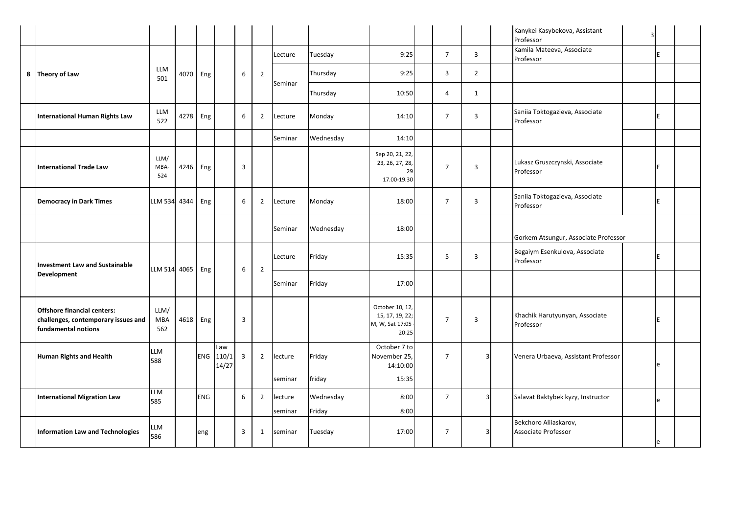| | | | | | | | | | | | | | | | | | | |
|---|---|---|---|---|---|---|---|---|---|---|---|---|---|---|---|---|---|---|
| | | | | | | | | | | | | | | | Kanykei Kasybekova, Assistant Professor | 3 | | |
| 8 | Theory of Law | LLM 501 | 4070 | Eng | | 6 | 2 | Lecture | Tuesday | 9:25 | | 7 | 3 | | Kamila Mateeva, Associate Professor | | E | |
| | | | | | | | | Seminar | Thursday | 9:25 | | 3 | 2 | | | | | |
| | | | | | | | | | Thursday | 10:50 | | 4 | 1 | | | | | |
| | International Human Rights Law | LLM 522 | 4278 | Eng | | 6 | 2 | Lecture | Monday | 14:10 | | 7 | 3 | | Saniia Toktogazieva, Associate Professor | | E | |
| | | | | | | | | Seminar | Wednesday | 14:10 | | | | | | | | |
| | International Trade Law | LLM/ MBA-524 | 4246 | Eng | | 3 | | | | Sep 20, 21, 22, 23, 26, 27, 28, 29 17.00-19.30 | | 7 | 3 | | Lukasz Gruszczynski, Associate Professor | | E | |
| | Democracy in Dark Times | LLM 534 | 4344 | Eng | | 6 | 2 | Lecture | Monday | 18:00 | | 7 | 3 | | Saniia Toktogazieva, Associate Professor | | E | |
| | | | | | | | | Seminar | Wednesday | 18:00 | | | | | Gorkem Atsungur, Associate Professor | | | |
| | Investment Law and Sustainable Development | LLM 514 | 4065 | Eng | | 6 | 2 | Lecture | Friday | 15:35 | | 5 | 3 | | Begaiym Esenkulova, Associate Professor | | E | |
| | | | | | | | | Seminar | Friday | 17:00 | | | | | | | | |
| | Offshore financial centers: challenges, contemporary issues and fundamental notions | LLM/ MBA 562 | 4618 | Eng | | 3 | | | | October 10, 12, 15, 17, 19, 22; M, W, Sat 17:05 - 20:25 | | 7 | 3 | | Khachik Harutyunyan, Associate Professor | | E | |
| | Human Rights and Health | LLM 588 | | ENG | Law 110/1 14/27 | 3 | 2 | lecture | Friday | October 7 to November 25, 14:10:00 | | 7 | 3 | | Venera Urbaeva, Assistant Professor | | e | |
| | | | | | | | | seminar | friday | 15:35 | | | | | | | | |
| | International Migration Law | LLM 585 | | ENG | | 6 | 2 | lecture | Wednesday | 8:00 | | 7 | 3 | | Salavat Baktybek kyzy, Instructor | | e | |
| | | | | | | | | seminar | Friday | 8:00 | | | | | | | | |
| | Information Law and Technologies | LLM 586 | | eng | | 3 | 1 | seminar | Tuesday | 17:00 | | 7 | 3 | | Bekchoro Aliiaskarov, Associate Professor | | e | |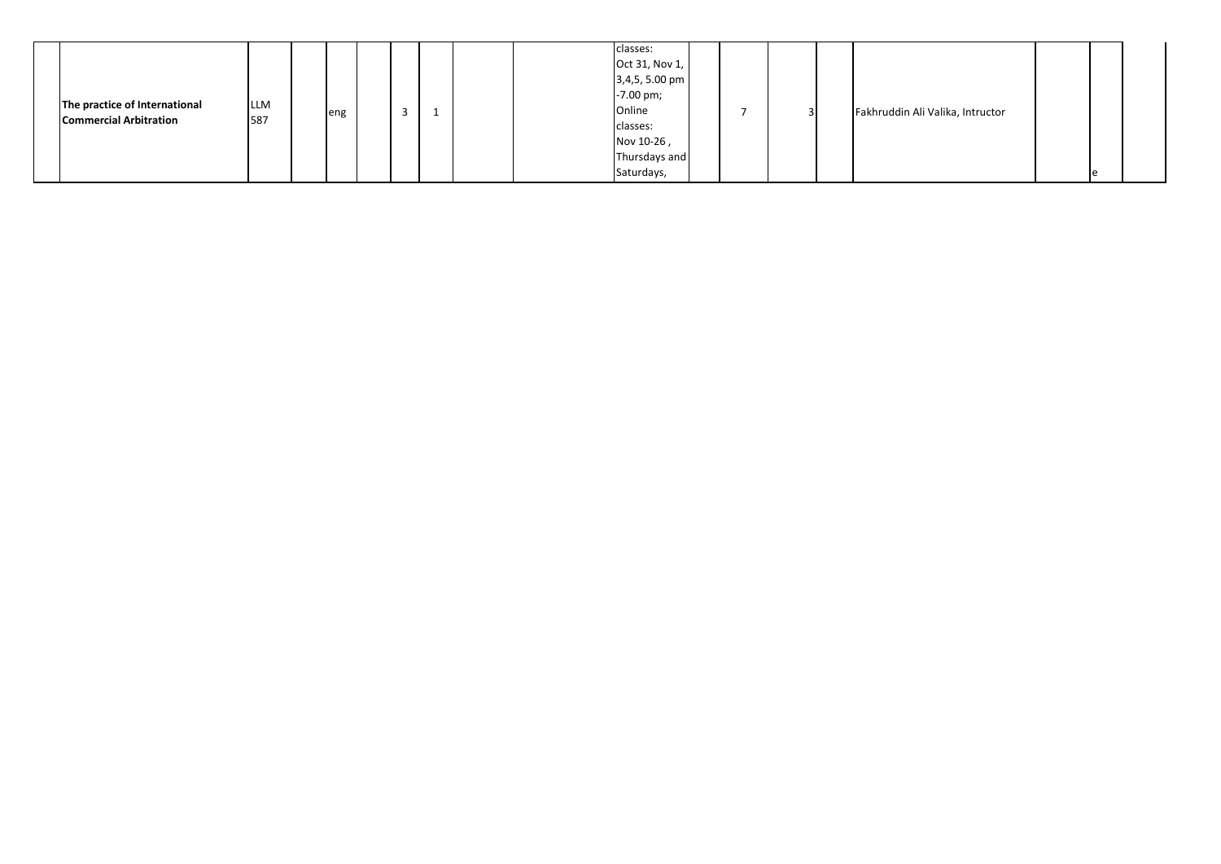| | | | | | | | | | | | | | | | | | |
|---|---|---|---|---|---|---|---|---|---|---|---|---|---|---|---|---|---|
| | **The practice of International Commercial Arbitration** | LLM 587 | | eng | | 3 | 1 | | | classes: Oct 31, Nov 1, 3,4,5, 5.00 pm -7.00 pm; Online classes: Nov 10-26 , Thursdays and Saturdays, | | 7 | 3 | | Fakhruddin Ali Valika, Intructor | | e |